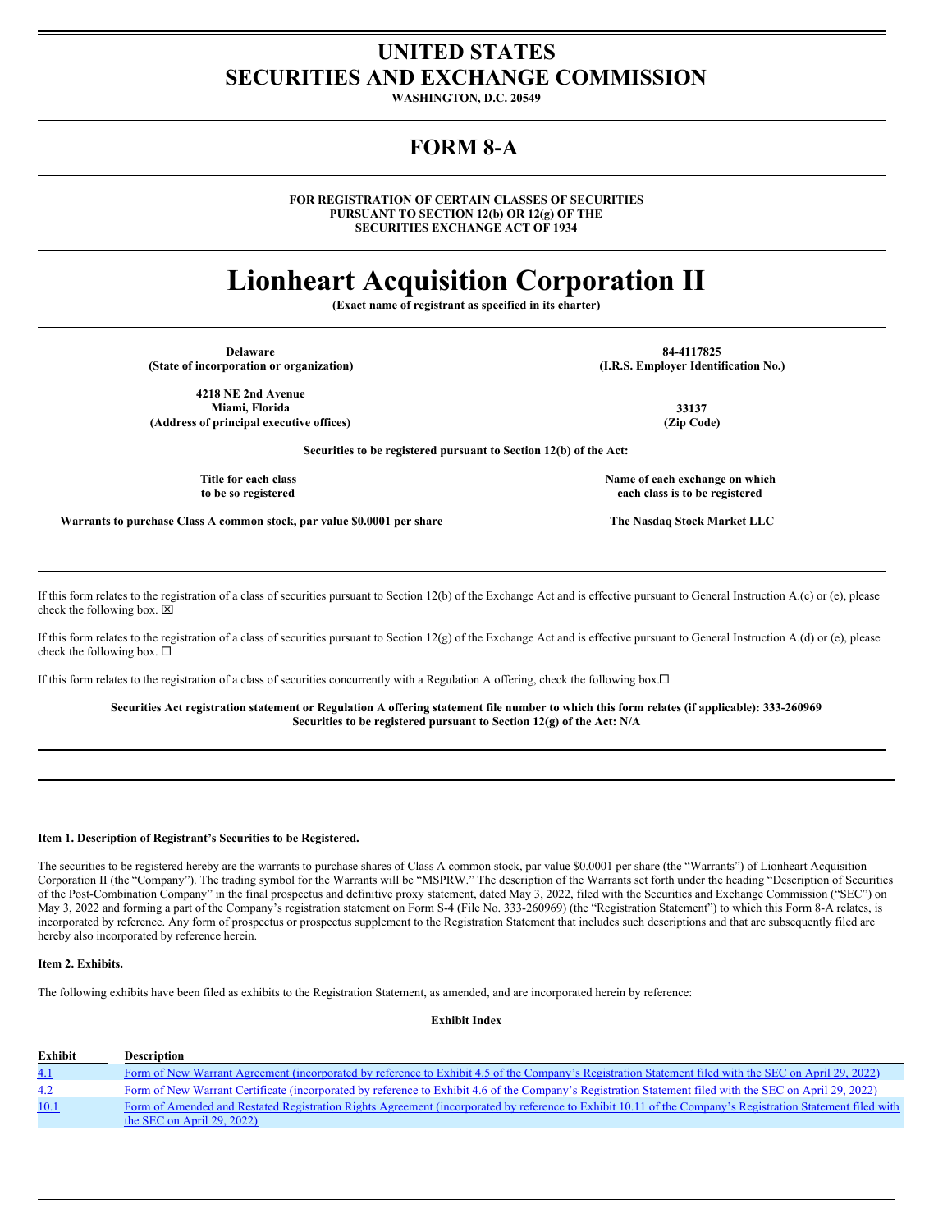# UNITED STATES
# SECURITIES AND EXCHANGE COMMISSION

**WASHINGTON, D.C. 20549**

## FORM 8-A

**FOR REGISTRATION OF CERTAIN CLASSES OF SECURITIES**
**PURSUANT TO SECTION 12(b) OR 12(g) OF THE**
**SECURITIES EXCHANGE ACT OF 1934**

# Lionheart Acquisition Corporation II

**(Exact name of registrant as specified in its charter)**

| | |
|---|---|
| **Delaware** | **84-4117825** |
| **(State of incorporation or organization)** | **(I.R.S. Employer Identification No.)** |
| **4218 NE 2nd Avenue**<br>**Miami, Florida** | **33137** |
| **(Address of principal executive offices)** | **(Zip Code)** |

**Securities to be registered pursuant to Section 12(b) of the Act:**

| Title for each class to be so registered | Name of each exchange on which each class is to be registered |
|---|---|
| **Warrants to purchase Class A common stock, par value $0.0001 per share** | **The Nasdaq Stock Market LLC** |

If this form relates to the registration of a class of securities pursuant to Section 12(b) of the Exchange Act and is effective pursuant to General Instruction A.(c) or (e), please check the following box. ☒

If this form relates to the registration of a class of securities pursuant to Section 12(g) of the Exchange Act and is effective pursuant to General Instruction A.(d) or (e), please check the following box. ☐

If this form relates to the registration of a class of securities concurrently with a Regulation A offering, check the following box.☐

**Securities Act registration statement or Regulation A offering statement file number to which this form relates (if applicable): 333-260969**
**Securities to be registered pursuant to Section 12(g) of the Act: N/A**

**Item 1. Description of Registrant's Securities to be Registered.**

The securities to be registered hereby are the warrants to purchase shares of Class A common stock, par value $0.0001 per share (the "Warrants") of Lionheart Acquisition Corporation II (the "Company"). The trading symbol for the Warrants will be "MSPRW." The description of the Warrants set forth under the heading "Description of Securities of the Post-Combination Company" in the final prospectus and definitive proxy statement, dated May 3, 2022, filed with the Securities and Exchange Commission ("SEC") on May 3, 2022 and forming a part of the Company's registration statement on Form S-4 (File No. 333-260969) (the "Registration Statement") to which this Form 8-A relates, is incorporated by reference. Any form of prospectus or prospectus supplement to the Registration Statement that includes such descriptions and that are subsequently filed are hereby also incorporated by reference herein.

**Item 2. Exhibits.**

The following exhibits have been filed as exhibits to the Registration Statement, as amended, and are incorporated herein by reference:

**Exhibit Index**

| Exhibit | Description |
|---|---|
| 4.1 | Form of New Warrant Agreement (incorporated by reference to Exhibit 4.5 of the Company's Registration Statement filed with the SEC on April 29, 2022) |
| 4.2 | Form of New Warrant Certificate (incorporated by reference to Exhibit 4.6 of the Company's Registration Statement filed with the SEC on April 29, 2022) |
| 10.1 | Form of Amended and Restated Registration Rights Agreement (incorporated by reference to Exhibit 10.11 of the Company's Registration Statement filed with the SEC on April 29, 2022) |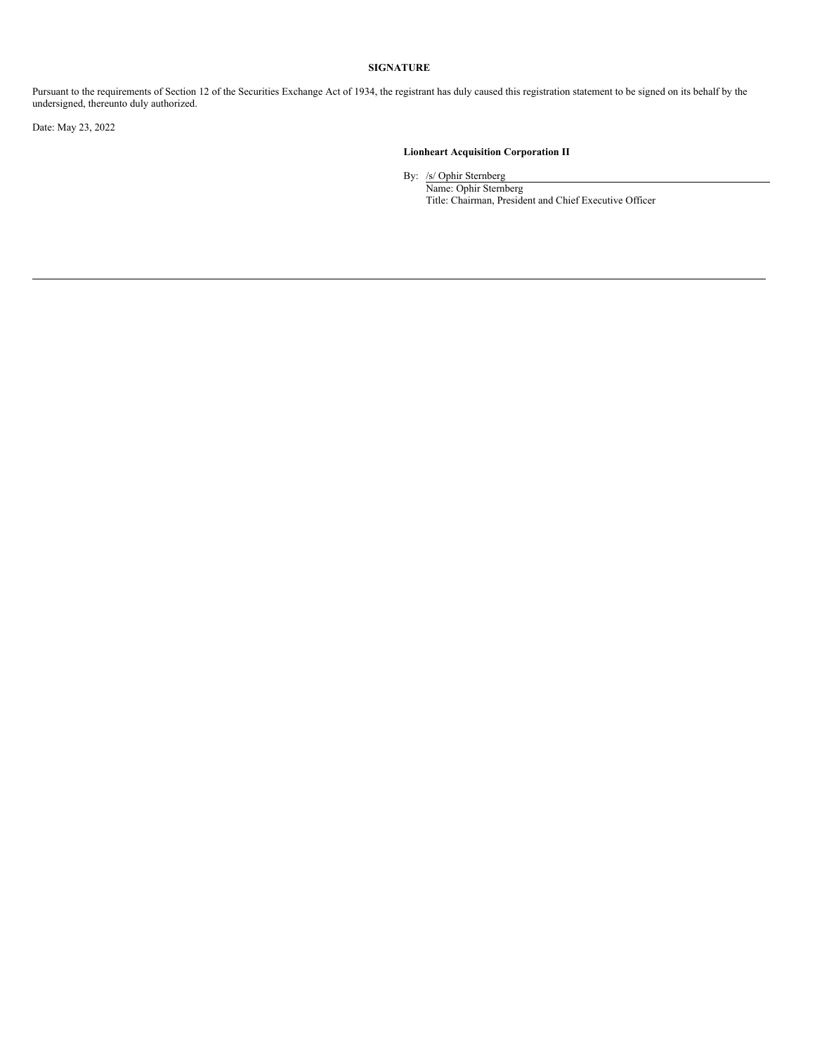**SIGNATURE**

Pursuant to the requirements of Section 12 of the Securities Exchange Act of 1934, the registrant has duly caused this registration statement to be signed on its behalf by the undersigned, thereunto duly authorized.

Date: May 23, 2022

**Lionheart Acquisition Corporation II**

By: /s/ Ophir Sternberg
Name: Ophir Sternberg
Title: Chairman, President and Chief Executive Officer